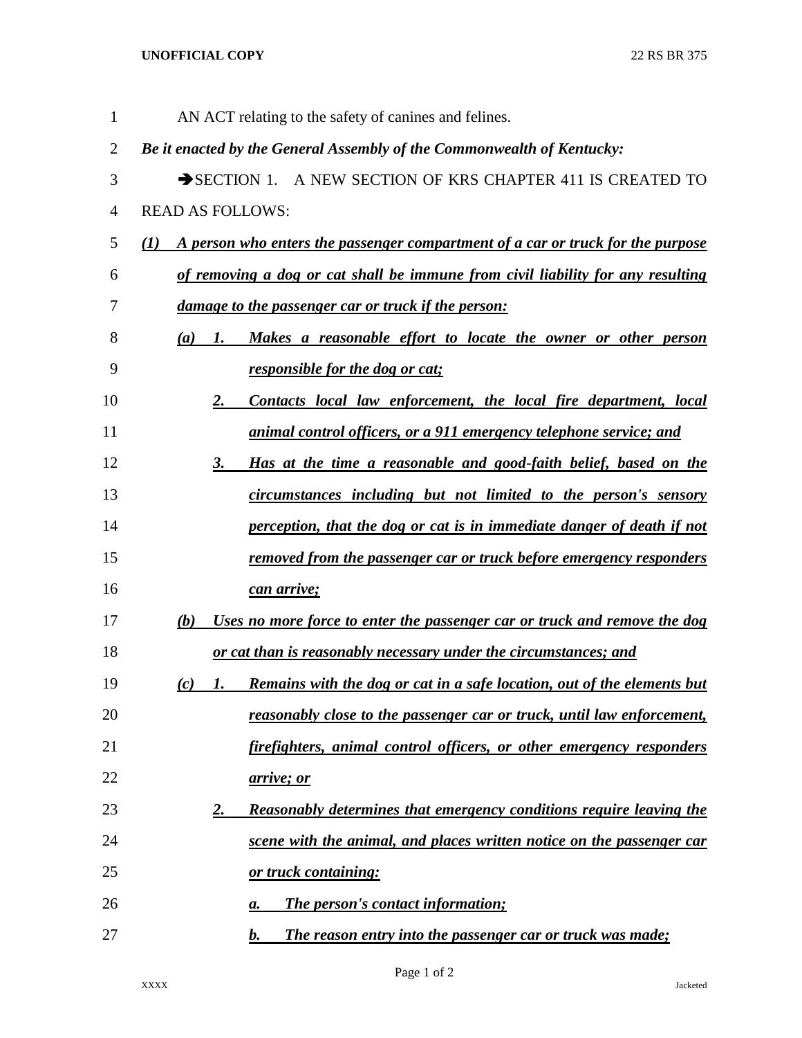AN ACT relating to the safety of canines and felines.

***Be it enacted by the General Assembly of the Commonwealth of Kentucky:***

➔SECTION 1. A NEW SECTION OF KRS CHAPTER 411 IS CREATED TO READ AS FOLLOWS:

***(1) A person who enters the passenger compartment of a car or truck for the purpose of removing a dog or cat shall be immune from civil liability for any resulting damage to the passenger car or truck if the person:***

***(a) 1. Makes a reasonable effort to locate the owner or other person responsible for the dog or cat;***

***2. Contacts local law enforcement, the local fire department, local animal control officers, or a 911 emergency telephone service; and***

***3. Has at the time a reasonable and good-faith belief, based on the circumstances including but not limited to the person's sensory perception, that the dog or cat is in immediate danger of death if not removed from the passenger car or truck before emergency responders can arrive;***

***(b) Uses no more force to enter the passenger car or truck and remove the dog or cat than is reasonably necessary under the circumstances; and***

***(c) 1. Remains with the dog or cat in a safe location, out of the elements but reasonably close to the passenger car or truck, until law enforcement, firefighters, animal control officers, or other emergency responders arrive; or***

***2. Reasonably determines that emergency conditions require leaving the scene with the animal, and places written notice on the passenger car or truck containing:***

***a. The person's contact information;***

***b. The reason entry into the passenger car or truck was made;***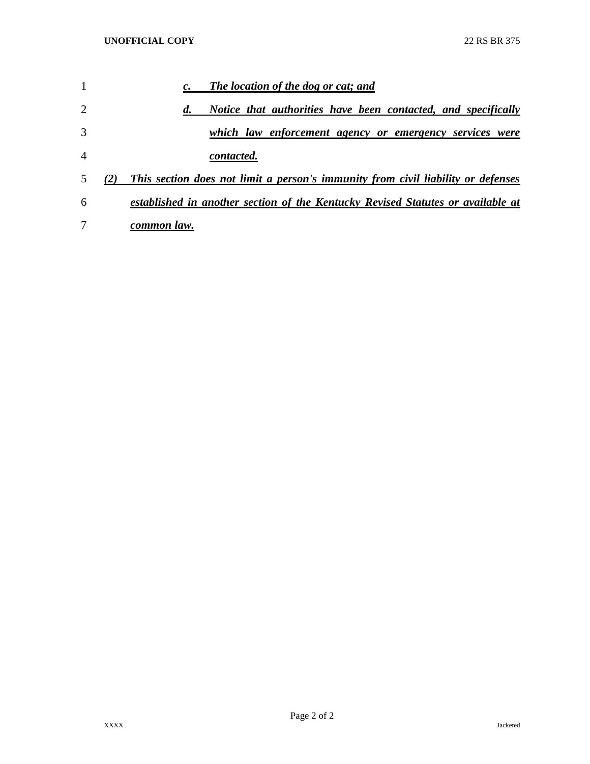c. *The location of the dog or cat; and*

d. *Notice that authorities have been contacted, and specifically which law enforcement agency or emergency services were contacted.*

*(2) This section does not limit a person's immunity from civil liability or defenses established in another section of the Kentucky Revised Statutes or available at common law.*